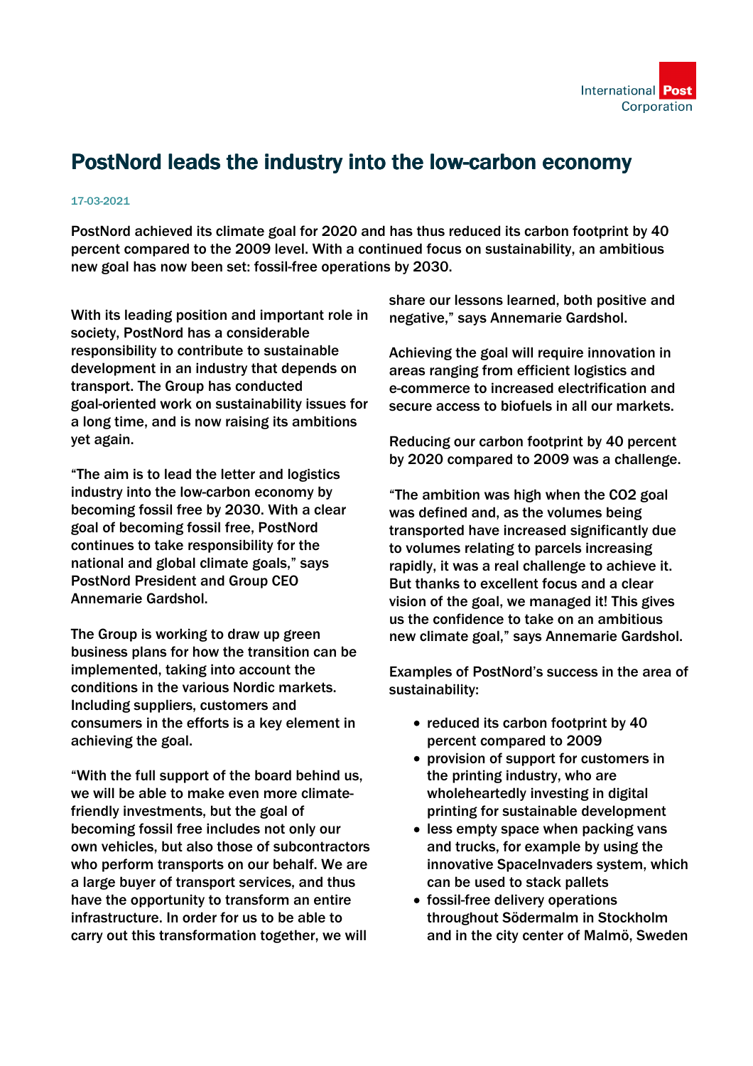# PostNord leads the industry into the low-carbon economy

17-03-2021

**PostNord achieved its climate goal for 2020 and has thus reduced its carbon footprint by 40 percent compared to the 2009 level. With a continued focus on sustainability, an ambitious new goal has now been set: fossil-free operations by 2030.**

With its leading position and important role in society, PostNord has a considerable responsibility to contribute to sustainable development in an industry that depends on transport. The Group has conducted goal-oriented work on sustainability issues for a long time, and is now raising its ambitions yet again.

"The aim is to lead the letter and logistics industry into the low-carbon economy by becoming fossil free by 2030. With a clear goal of becoming fossil free, PostNord continues to take responsibility for the national and global climate goals," says PostNord President and Group CEO Annemarie Gardshol.

The Group is working to draw up green business plans for how the transition can be implemented, taking into account the conditions in the various Nordic markets. Including suppliers, customers and consumers in the efforts is a key element in achieving the goal.

"With the full support of the board behind us, we will be able to make even more climate-friendly investments, but the goal of becoming fossil free includes not only our own vehicles, but also those of subcontractors who perform transports on our behalf. We are a large buyer of transport services, and thus have the opportunity to transform an entire infrastructure. In order for us to be able to carry out this transformation together, we will share our lessons learned, both positive and negative," says Annemarie Gardshol.

Achieving the goal will require innovation in areas ranging from efficient logistics and e-commerce to increased electrification and secure access to biofuels in all our markets.

Reducing our carbon footprint by 40 percent by 2020 compared to 2009 was a challenge.

"The ambition was high when the CO2 goal was defined and, as the volumes being transported have increased significantly due to volumes relating to parcels increasing rapidly, it was a real challenge to achieve it. But thanks to excellent focus and a clear vision of the goal, we managed it! This gives us the confidence to take on an ambitious new climate goal," says Annemarie Gardshol.

Examples of PostNord's success in the area of sustainability:

- reduced its carbon footprint by 40 percent compared to 2009
- provision of support for customers in the printing industry, who are wholeheartedly investing in digital printing for sustainable development
- less empty space when packing vans and trucks, for example by using the innovative SpaceInvaders system, which can be used to stack pallets
- fossil-free delivery operations throughout Södermalm in Stockholm and in the city center of Malmö, Sweden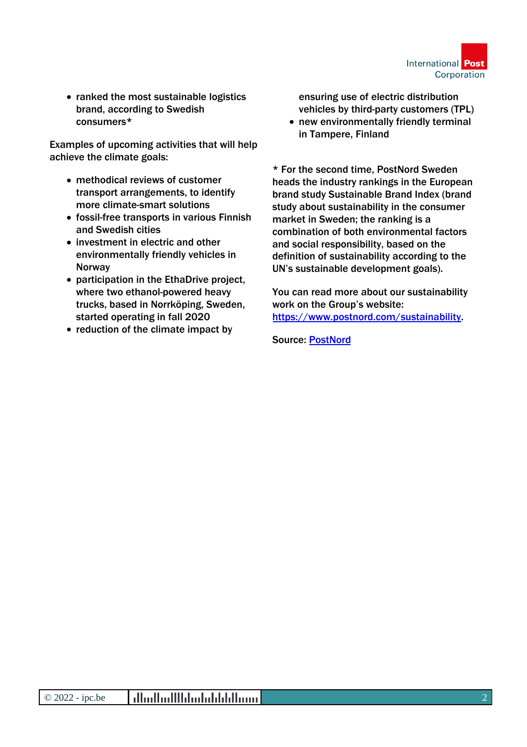- ranked the most sustainable logistics brand, according to Swedish consumers*

Examples of upcoming activities that will help achieve the climate goals:

- methodical reviews of customer transport arrangements, to identify more climate-smart solutions
- fossil-free transports in various Finnish and Swedish cities
- investment in electric and other environmentally friendly vehicles in Norway
- participation in the EthaDrive project, where two ethanol-powered heavy trucks, based in Norrköping, Sweden, started operating in fall 2020
- reduction of the climate impact by ensuring use of electric distribution vehicles by third-party customers (TPL)
- new environmentally friendly terminal in Tampere, Finland

* For the second time, PostNord Sweden heads the industry rankings in the European brand study Sustainable Brand Index (brand study about sustainability in the consumer market in Sweden; the ranking is a combination of both environmental factors and social responsibility, based on the definition of sustainability according to the UN's sustainable development goals).

You can read more about our sustainability work on the Group's website: [https://www.postnord.com/sustainability](https://www.postnord.com/sustainability).

Source: [PostNord]()